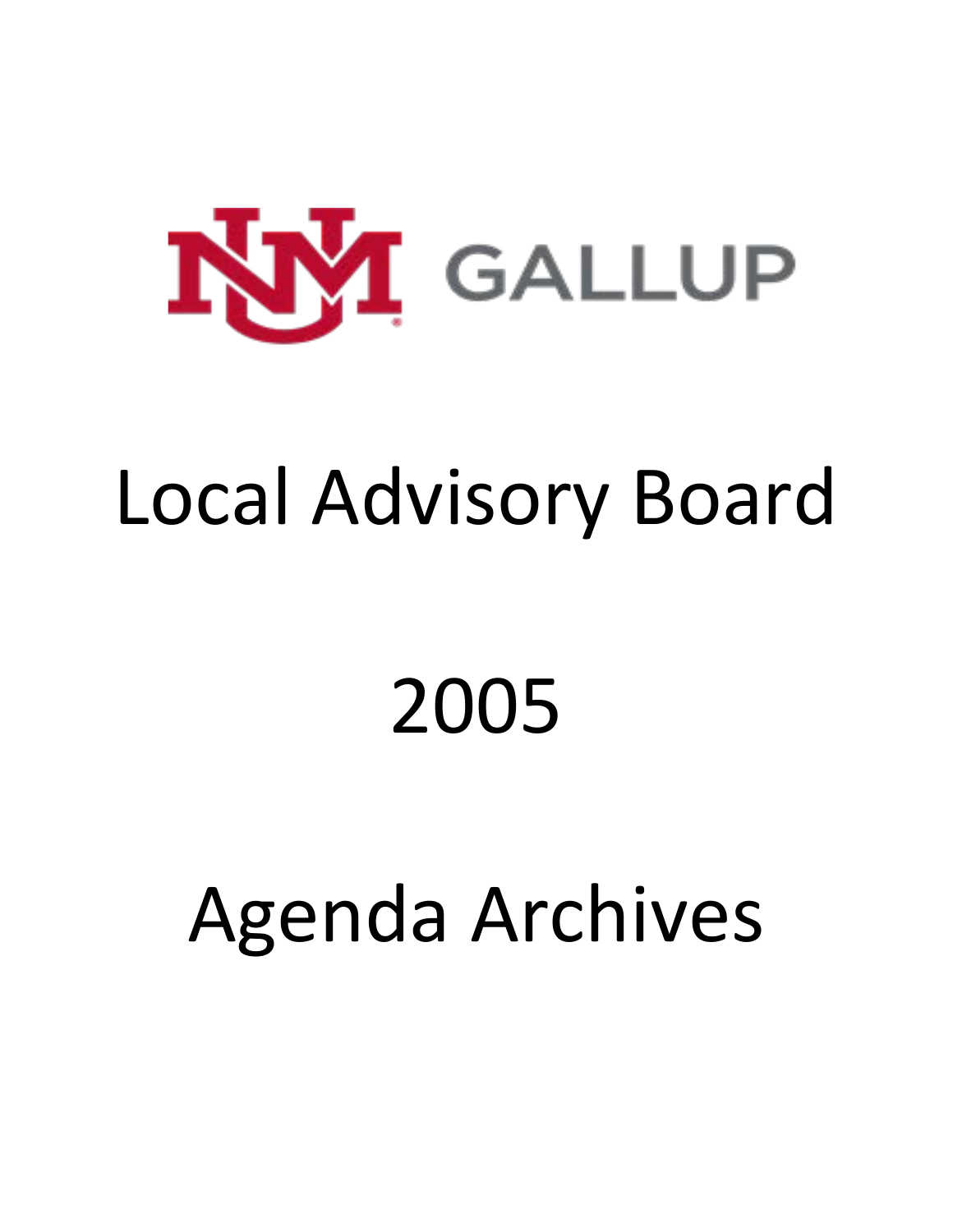UNM GALLUP

# Local Advisory Board

# 2005

# Agenda Archives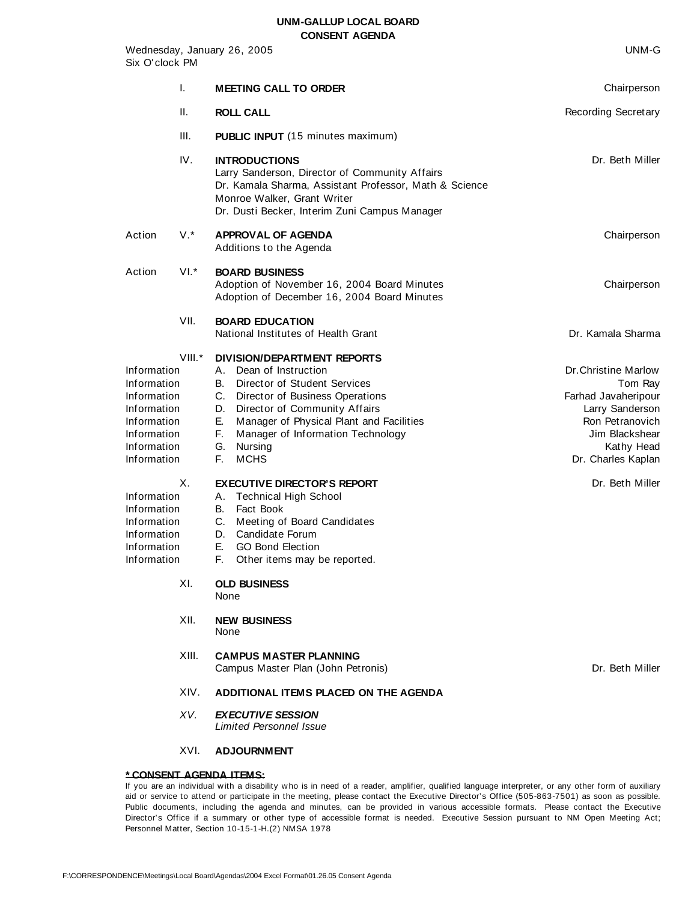# UNM-GALLUP LOCAL BOARD
## CONSENT AGENDA

Wednesday, January 26, 2005 — UNM-G
Six O'clock PM

| | | | |
|---|---|---|---|
| | I. | **MEETING CALL TO ORDER** | Chairperson |
| | II. | **ROLL CALL** | Recording Secretary |
| | III. | **PUBLIC INPUT** (15 minutes maximum) | |
| | IV. | **INTRODUCTIONS**<br>Larry Sanderson, Director of Community Affairs<br>Dr. Kamala Sharma, Assistant Professor, Math & Science<br>Monroe Walker, Grant Writer<br>Dr. Dusti Becker, Interim Zuni Campus Manager | Dr. Beth Miller |
| Action | V.* | **APPROVAL OF AGENDA**<br>Additions to the Agenda | Chairperson |
| Action | VI.* | **BOARD BUSINESS**<br>Adoption of November 16, 2004 Board Minutes<br>Adoption of December 16, 2004 Board Minutes | Chairperson |
| | VII. | **BOARD EDUCATION**<br>National Institutes of Health Grant | Dr. Kamala Sharma |
| | VIII.* | **DIVISION/DEPARTMENT REPORTS** | |
| Information | | A. Dean of Instruction | Dr.Christine Marlow |
| Information | | B. Director of Student Services | Tom Ray |
| Information | | C. Director of Business Operations | Farhad Javaheripour |
| Information | | D. Director of Community Affairs | Larry Sanderson |
| Information | | E. Manager of Physical Plant and Facilities | Ron Petranovich |
| Information | | F. Manager of Information Technology | Jim Blackshear |
| Information | | G. Nursing | Kathy Head |
| Information | | F. MCHS | Dr. Charles Kaplan |
| | X. | **EXECUTIVE DIRECTOR'S REPORT** | Dr. Beth Miller |
| Information | | A. Technical High School | |
| Information | | B. Fact Book | |
| Information | | C. Meeting of Board Candidates | |
| Information | | D. Candidate Forum | |
| Information | | E. GO Bond Election | |
| Information | | F. Other items may be reported. | |
| | XI. | **OLD BUSINESS**<br>None | |
| | XII. | **NEW BUSINESS**<br>None | |
| | XIII. | **CAMPUS MASTER PLANNING**<br>Campus Master Plan (John Petronis) | Dr. Beth Miller |
| | XIV. | **ADDITIONAL ITEMS PLACED ON THE AGENDA** | |
| | *XV.* | ***EXECUTIVE SESSION***<br>*Limited Personnel Issue* | |
| | XVI. | **ADJOURNMENT** | |

**\* CONSENT AGENDA ITEMS:**

If you are an individual with a disability who is in need of a reader, amplifier, qualified language interpreter, or any other form of auxiliary aid or service to attend or participate in the meeting, please contact the Executive Director's Office (505-863-7501) as soon as possible. Public documents, including the agenda and minutes, can be provided in various accessible formats. Please contact the Executive Director's Office if a summary or other type of accessible format is needed. Executive Session pursuant to NM Open Meeting Act; Personnel Matter, Section 10-15-1-H.(2) NMSA 1978

F:\CORRESPONDENCE\Meetings\Local Board\Agendas\2004 Excel Format\01.26.05 Consent Agenda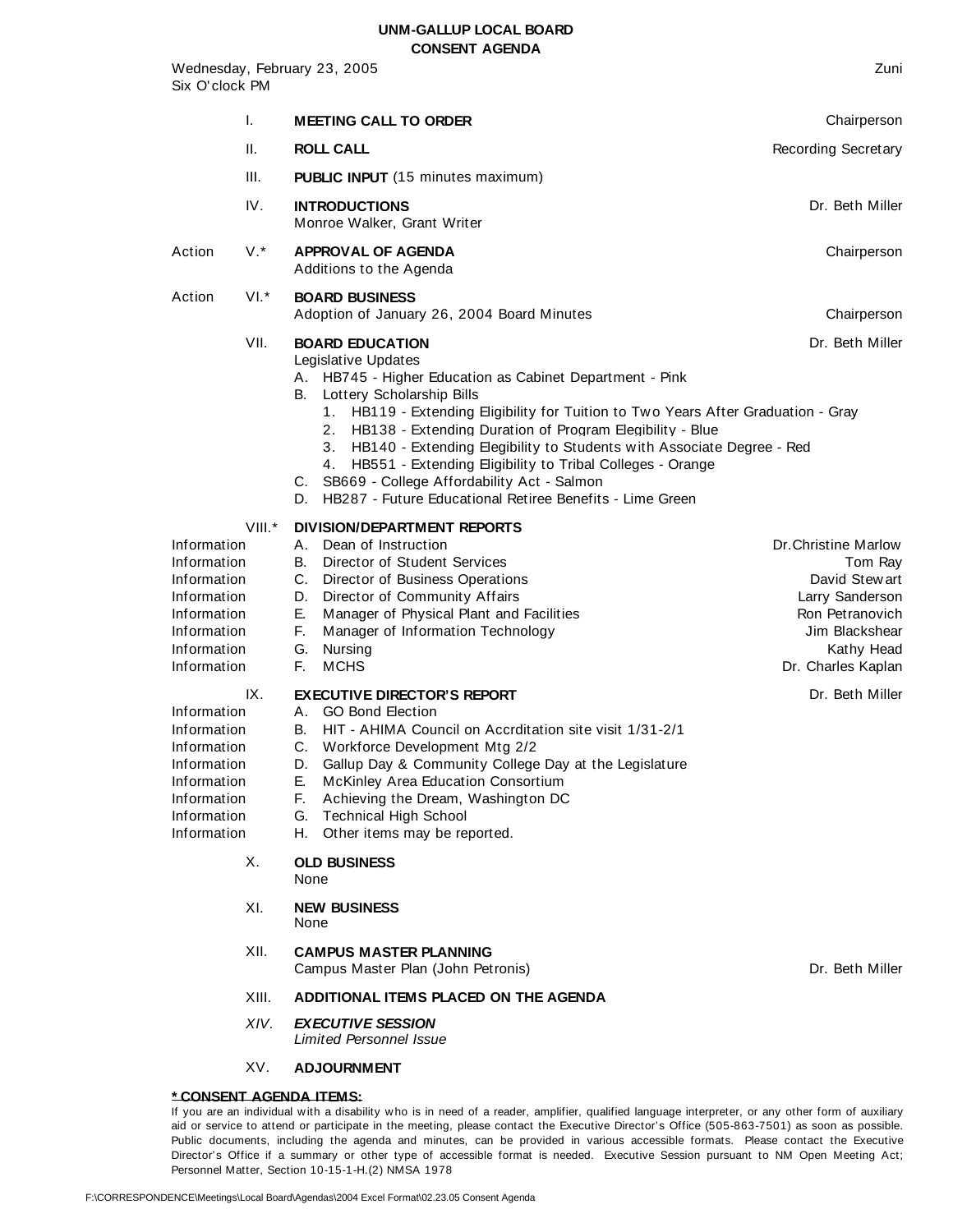# UNM-GALLUP LOCAL BOARD
## CONSENT AGENDA

Wednesday, February 23, 2005 — Zuni
Six O'clock PM

| | | | |
|---|---|---|---|
| | I. | **MEETING CALL TO ORDER** | Chairperson |
| | II. | **ROLL CALL** | Recording Secretary |
| | III. | **PUBLIC INPUT** (15 minutes maximum) | |
| | IV. | **INTRODUCTIONS**<br>Monroe Walker, Grant Writer | Dr. Beth Miller |
| Action | V.* | **APPROVAL OF AGENDA**<br>Additions to the Agenda | Chairperson |
| Action | VI.* | **BOARD BUSINESS**<br>Adoption of January 26, 2004 Board Minutes | Chairperson |

VII. **BOARD EDUCATION** — Dr. Beth Miller

Legislative Updates

- A. HB745 - Higher Education as Cabinet Department - Pink
- B. Lottery Scholarship Bills
  1. HB119 - Extending Eligibility for Tuition to Two Years After Graduation - Gray
  2. HB138 - Extending Duration of Program Elegibility - Blue
  3. HB140 - Extending Elegibility to Students with Associate Degree - Red
  4. HB551 - Extending Eligibility to Tribal Colleges - Orange
- C. SB669 - College Affordability Act - Salmon
- D. HB287 - Future Educational Retiree Benefits - Lime Green

VIII.* **DIVISION/DEPARTMENT REPORTS**

| | | |
|---|---|---|
| Information | A. Dean of Instruction | Dr.Christine Marlow |
| Information | B. Director of Student Services | Tom Ray |
| Information | C. Director of Business Operations | David Stewart |
| Information | D. Director of Community Affairs | Larry Sanderson |
| Information | E. Manager of Physical Plant and Facilities | Ron Petranovich |
| Information | F. Manager of Information Technology | Jim Blackshear |
| Information | G. Nursing | Kathy Head |
| Information | F. MCHS | Dr. Charles Kaplan |

IX. **EXECUTIVE DIRECTOR'S REPORT** — Dr. Beth Miller

| | |
|---|---|
| Information | A. GO Bond Election |
| Information | B. HIT - AHIMA Council on Accrditation site visit 1/31-2/1 |
| Information | C. Workforce Development Mtg 2/2 |
| Information | D. Gallup Day & Community College Day at the Legislature |
| Information | E. McKinley Area Education Consortium |
| Information | F. Achieving the Dream, Washington DC |
| Information | G. Technical High School |
| Information | H. Other items may be reported. |

X. **OLD BUSINESS**
None

XI. **NEW BUSINESS**
None

XII. **CAMPUS MASTER PLANNING** — Dr. Beth Miller
Campus Master Plan (John Petronis)

XIII. **ADDITIONAL ITEMS PLACED ON THE AGENDA**

*XIV.* ***EXECUTIVE SESSION***
*Limited Personnel Issue*

XV. **ADJOURNMENT**

**<u>* CONSENT AGENDA ITEMS:</u>**

If you are an individual with a disability who is in need of a reader, amplifier, qualified language interpreter, or any other form of auxiliary aid or service to attend or participate in the meeting, please contact the Executive Director's Office (505-863-7501) as soon as possible. Public documents, including the agenda and minutes, can be provided in various accessible formats. Please contact the Executive Director's Office if a summary or other type of accessible format is needed. Executive Session pursuant to NM Open Meeting Act; Personnel Matter, Section 10-15-1-H.(2) NMSA 1978

F:\CORRESPONDENCE\Meetings\Local Board\Agendas\2004 Excel Format\02.23.05 Consent Agenda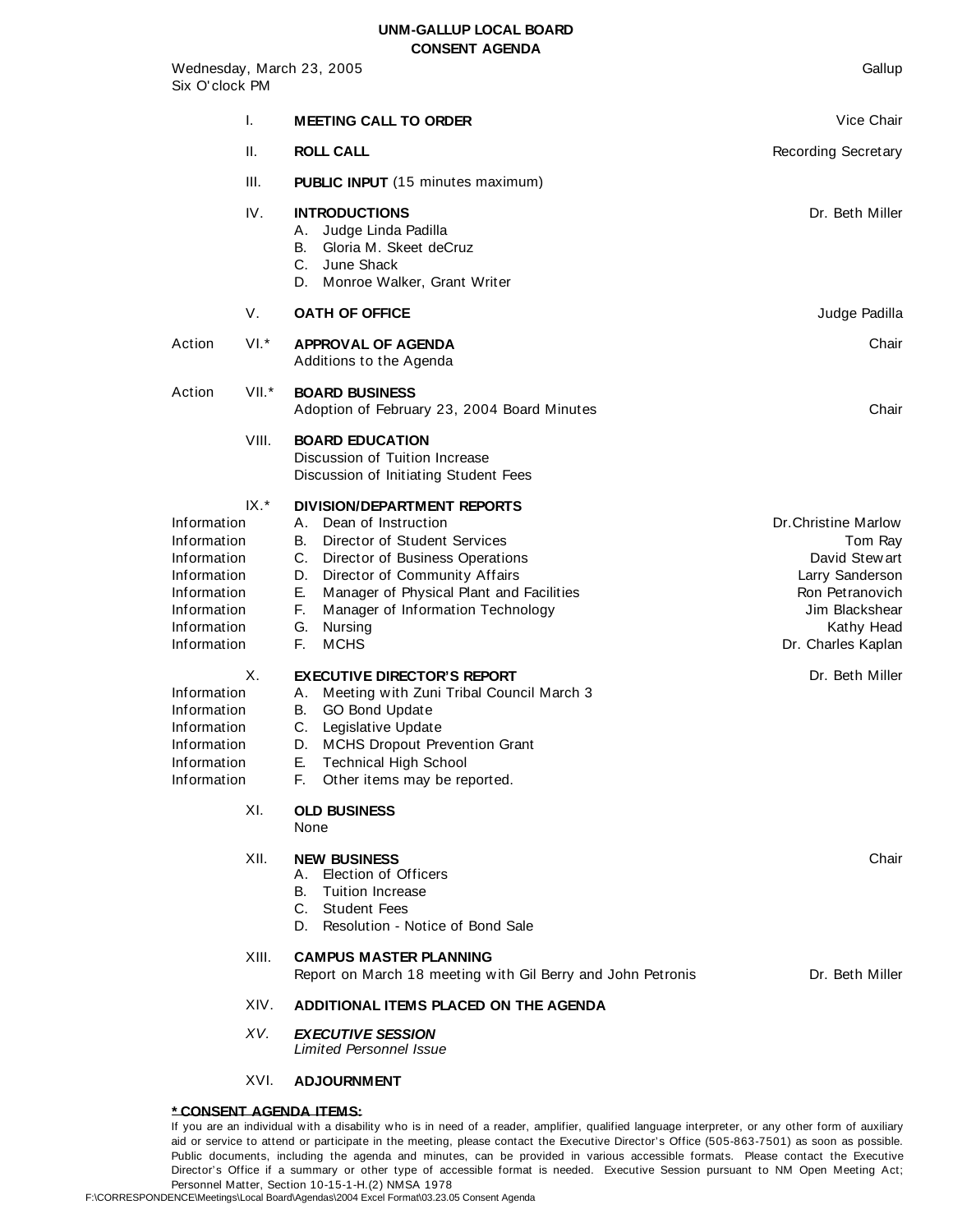# UNM-GALLUP LOCAL BOARD
## CONSENT AGENDA

Wednesday, March 23, 2005 — Gallup
Six O'clock PM

| | | | |
|---|---|---|---|
| | I. | **MEETING CALL TO ORDER** | Vice Chair |
| | II. | **ROLL CALL** | Recording Secretary |
| | III. | **PUBLIC INPUT** (15 minutes maximum) | |
| | IV. | **INTRODUCTIONS**<br>A. Judge Linda Padilla<br>B. Gloria M. Skeet deCruz<br>C. June Shack<br>D. Monroe Walker, Grant Writer | Dr. Beth Miller |
| | V. | **OATH OF OFFICE** | Judge Padilla |
| Action | VI.* | **APPROVAL OF AGENDA**<br>Additions to the Agenda | Chair |
| Action | VII.* | **BOARD BUSINESS**<br>Adoption of February 23, 2004 Board Minutes | Chair |
| | VIII. | **BOARD EDUCATION**<br>Discussion of Tuition Increase<br>Discussion of Initiating Student Fees | |
| | IX.* | **DIVISION/DEPARTMENT REPORTS** | |
| Information | | A. Dean of Instruction | Dr.Christine Marlow |
| Information | | B. Director of Student Services | Tom Ray |
| Information | | C. Director of Business Operations | David Stewart |
| Information | | D. Director of Community Affairs | Larry Sanderson |
| Information | | E. Manager of Physical Plant and Facilities | Ron Petranovich |
| Information | | F. Manager of Information Technology | Jim Blackshear |
| Information | | G. Nursing | Kathy Head |
| Information | | F. MCHS | Dr. Charles Kaplan |
| | X. | **EXECUTIVE DIRECTOR'S REPORT** | Dr. Beth Miller |
| Information | | A. Meeting with Zuni Tribal Council March 3 | |
| Information | | B. GO Bond Update | |
| Information | | C. Legislative Update | |
| Information | | D. MCHS Dropout Prevention Grant | |
| Information | | E. Technical High School | |
| Information | | F. Other items may be reported. | |
| | XI. | **OLD BUSINESS**<br>None | |
| | XII. | **NEW BUSINESS**<br>A. Election of Officers<br>B. Tuition Increase<br>C. Student Fees<br>D. Resolution - Notice of Bond Sale | Chair |
| | XIII. | **CAMPUS MASTER PLANNING**<br>Report on March 18 meeting with Gil Berry and John Petronis | Dr. Beth Miller |
| | XIV. | **ADDITIONAL ITEMS PLACED ON THE AGENDA** | |
| | *XV.* | ***EXECUTIVE SESSION***<br>*Limited Personnel Issue* | |
| | XVI. | **ADJOURNMENT** | |

**\* CONSENT AGENDA ITEMS:**

If you are an individual with a disability who is in need of a reader, amplifier, qualified language interpreter, or any other form of auxiliary aid or service to attend or participate in the meeting, please contact the Executive Director's Office (505-863-7501) as soon as possible. Public documents, including the agenda and minutes, can be provided in various accessible formats. Please contact the Executive Director's Office if a summary or other type of accessible format is needed. Executive Session pursuant to NM Open Meeting Act; Personnel Matter, Section 10-15-1-H.(2) NMSA 1978

F:\CORRESPONDENCE\Meetings\Local Board\Agendas\2004 Excel Format\03.23.05 Consent Agenda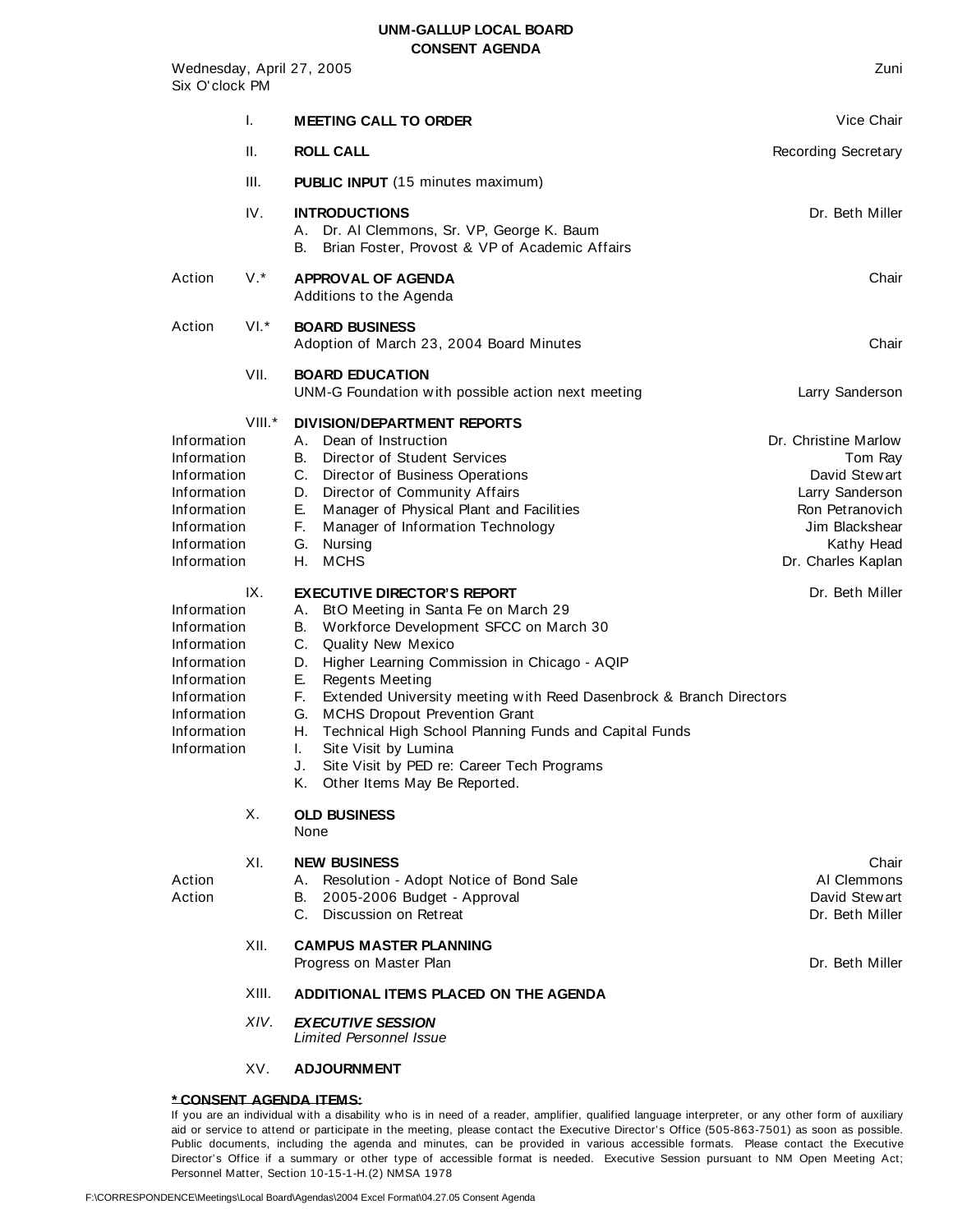# UNM-GALLUP LOCAL BOARD
## CONSENT AGENDA

Wednesday, April 27, 2005 — Zuni
Six O'clock PM

| | | Item | Presenter |
|---|---|---|---|
| | I. | **MEETING CALL TO ORDER** | Vice Chair |
| | II. | **ROLL CALL** | Recording Secretary |
| | III. | **PUBLIC INPUT** (15 minutes maximum) | |
| | IV. | **INTRODUCTIONS** | Dr. Beth Miller |
| | | A. Dr. Al Clemmons, Sr. VP, George K. Baum | |
| | | B. Brian Foster, Provost & VP of Academic Affairs | |
| Action | V.* | **APPROVAL OF AGENDA** | Chair |
| | | Additions to the Agenda | |
| Action | VI.* | **BOARD BUSINESS** | |
| | | Adoption of March 23, 2004 Board Minutes | Chair |
| | VII. | **BOARD EDUCATION** | |
| | | UNM-G Foundation with possible action next meeting | Larry Sanderson |
| | VIII.* | **DIVISION/DEPARTMENT REPORTS** | |
| Information | | A. Dean of Instruction | Dr. Christine Marlow |
| Information | | B. Director of Student Services | Tom Ray |
| Information | | C. Director of Business Operations | David Stewart |
| Information | | D. Director of Community Affairs | Larry Sanderson |
| Information | | E. Manager of Physical Plant and Facilities | Ron Petranovich |
| Information | | F. Manager of Information Technology | Jim Blackshear |
| Information | | G. Nursing | Kathy Head |
| Information | | H. MCHS | Dr. Charles Kaplan |
| | IX. | **EXECUTIVE DIRECTOR'S REPORT** | Dr. Beth Miller |
| Information | | A. BtO Meeting in Santa Fe on March 29 | |
| Information | | B. Workforce Development SFCC on March 30 | |
| Information | | C. Quality New Mexico | |
| Information | | D. Higher Learning Commission in Chicago - AQIP | |
| Information | | E. Regents Meeting | |
| Information | | F. Extended University meeting with Reed Dasenbrock & Branch Directors | |
| Information | | G. MCHS Dropout Prevention Grant | |
| Information | | H. Technical High School Planning Funds and Capital Funds | |
| Information | | I. Site Visit by Lumina | |
| | | J. Site Visit by PED re: Career Tech Programs | |
| | | K. Other Items May Be Reported. | |
| | X. | **OLD BUSINESS** | |
| | | None | |
| | XI. | **NEW BUSINESS** | Chair |
| Action | | A. Resolution - Adopt Notice of Bond Sale | Al Clemmons |
| Action | | B. 2005-2006 Budget - Approval | David Stewart |
| | | C. Discussion on Retreat | Dr. Beth Miller |
| | XII. | **CAMPUS MASTER PLANNING** | |
| | | Progress on Master Plan | Dr. Beth Miller |
| | XIII. | **ADDITIONAL ITEMS PLACED ON THE AGENDA** | |
| | *XIV.* | ***EXECUTIVE SESSION*** | |
| | | *Limited Personnel Issue* | |
| | XV. | **ADJOURNMENT** | |

**<u>* CONSENT AGENDA ITEMS:</u>**

If you are an individual with a disability who is in need of a reader, amplifier, qualified language interpreter, or any other form of auxiliary aid or service to attend or participate in the meeting, please contact the Executive Director's Office (505-863-7501) as soon as possible. Public documents, including the agenda and minutes, can be provided in various accessible formats. Please contact the Executive Director's Office if a summary or other type of accessible format is needed. Executive Session pursuant to NM Open Meeting Act; Personnel Matter, Section 10-15-1-H.(2) NMSA 1978

F:\CORRESPONDENCE\Meetings\Local Board\Agendas\2004 Excel Format\04.27.05 Consent Agenda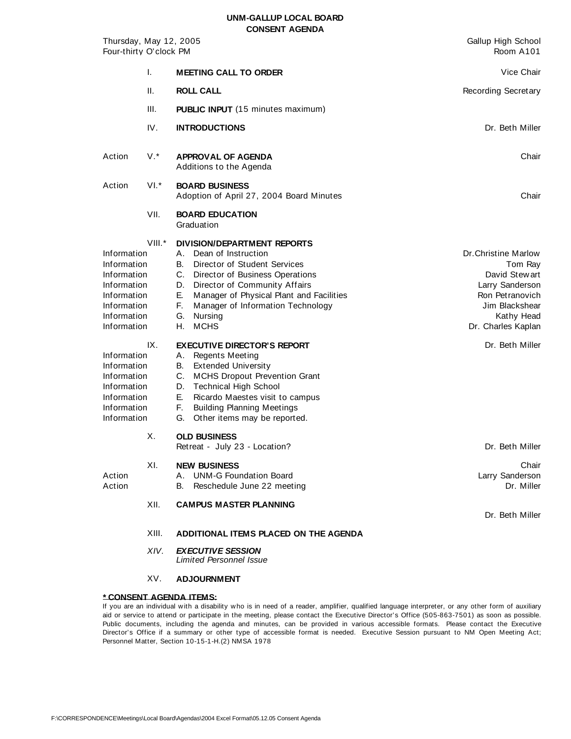# UNM-GALLUP LOCAL BOARD
## CONSENT AGENDA

Thursday, May 12, 2005 — Gallup High School
Four-thirty O'clock PM — Room A101

| | | | |
|---|---|---|---|
| | I. | **MEETING CALL TO ORDER** | Vice Chair |
| | II. | **ROLL CALL** | Recording Secretary |
| | III. | **PUBLIC INPUT** (15 minutes maximum) | |
| | IV. | **INTRODUCTIONS** | Dr. Beth Miller |
| Action | V.* | **APPROVAL OF AGENDA**<br>Additions to the Agenda | Chair |
| Action | VI.* | **BOARD BUSINESS**<br>Adoption of April 27, 2004 Board Minutes | Chair |
| | VII. | **BOARD EDUCATION**<br>Graduation | |
| | VIII.* | **DIVISION/DEPARTMENT REPORTS** | |
| Information | | A. Dean of Instruction | Dr.Christine Marlow |
| Information | | B. Director of Student Services | Tom Ray |
| Information | | C. Director of Business Operations | David Stewart |
| Information | | D. Director of Community Affairs | Larry Sanderson |
| Information | | E. Manager of Physical Plant and Facilities | Ron Petranovich |
| Information | | F. Manager of Information Technology | Jim Blackshear |
| Information | | G. Nursing | Kathy Head |
| Information | | H. MCHS | Dr. Charles Kaplan |
| | IX. | **EXECUTIVE DIRECTOR'S REPORT** | Dr. Beth Miller |
| Information | | A. Regents Meeting | |
| Information | | B. Extended University | |
| Information | | C. MCHS Dropout Prevention Grant | |
| Information | | D. Technical High School | |
| Information | | E. Ricardo Maestes visit to campus | |
| Information | | F. Building Planning Meetings | |
| Information | | G. Other items may be reported. | |
| | X. | **OLD BUSINESS**<br>Retreat - July 23 - Location? | Dr. Beth Miller |
| | XI. | **NEW BUSINESS** | Chair |
| Action | | A. UNM-G Foundation Board | Larry Sanderson |
| Action | | B. Reschedule June 22 meeting | Dr. Miller |
| | XII. | **CAMPUS MASTER PLANNING** | Dr. Beth Miller |
| | XIII. | **ADDITIONAL ITEMS PLACED ON THE AGENDA** | |
| | *XIV.* | ***EXECUTIVE SESSION***<br>*Limited Personnel Issue* | |
| | XV. | **ADJOURNMENT** | |

**\* CONSENT AGENDA ITEMS:**

If you are an individual with a disability who is in need of a reader, amplifier, qualified language interpreter, or any other form of auxiliary aid or service to attend or participate in the meeting, please contact the Executive Director's Office (505-863-7501) as soon as possible. Public documents, including the agenda and minutes, can be provided in various accessible formats. Please contact the Executive Director's Office if a summary or other type of accessible format is needed. Executive Session pursuant to NM Open Meeting Act; Personnel Matter, Section 10-15-1-H.(2) NMSA 1978

F:\CORRESPONDENCE\Meetings\Local Board\Agendas\2004 Excel Format\05.12.05 Consent Agenda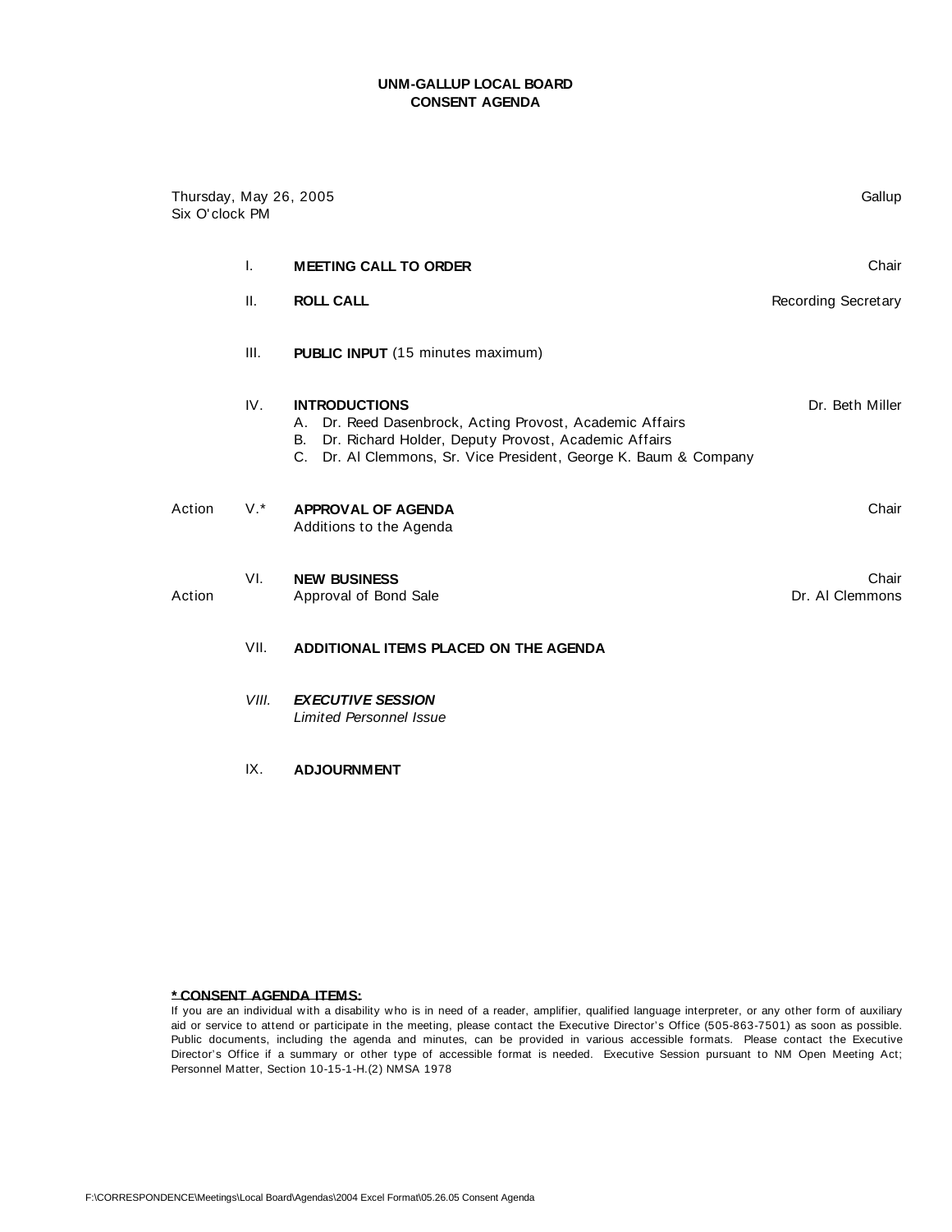# UNM-GALLUP LOCAL BOARD
## CONSENT AGENDA

Thursday, May 26, 2005
Six O'clock PM

Gallup

| | | | |
|---|---|---|---|
| | I. | **MEETING CALL TO ORDER** | Chair |
| | II. | **ROLL CALL** | Recording Secretary |
| | III. | **PUBLIC INPUT** (15 minutes maximum) | |
| | IV. | **INTRODUCTIONS**<br>A. Dr. Reed Dasenbrock, Acting Provost, Academic Affairs<br>B. Dr. Richard Holder, Deputy Provost, Academic Affairs<br>C. Dr. Al Clemmons, Sr. Vice President, George K. Baum & Company | Dr. Beth Miller |
| Action | V.* | **APPROVAL OF AGENDA**<br>Additions to the Agenda | Chair |
| Action | VI. | **NEW BUSINESS**<br>Approval of Bond Sale | Chair<br>Dr. Al Clemmons |
| | VII. | **ADDITIONAL ITEMS PLACED ON THE AGENDA** | |
| | *VIII.* | ***EXECUTIVE SESSION***<br>*Limited Personnel Issue* | |
| | IX. | **ADJOURNMENT** | |

**\* CONSENT AGENDA ITEMS:**

If you are an individual with a disability who is in need of a reader, amplifier, qualified language interpreter, or any other form of auxiliary aid or service to attend or participate in the meeting, please contact the Executive Director's Office (505-863-7501) as soon as possible. Public documents, including the agenda and minutes, can be provided in various accessible formats. Please contact the Executive Director's Office if a summary or other type of accessible format is needed. Executive Session pursuant to NM Open Meeting Act; Personnel Matter, Section 10-15-1-H.(2) NMSA 1978

F:\CORRESPONDENCE\Meetings\Local Board\Agendas\2004 Excel Format\05.26.05 Consent Agenda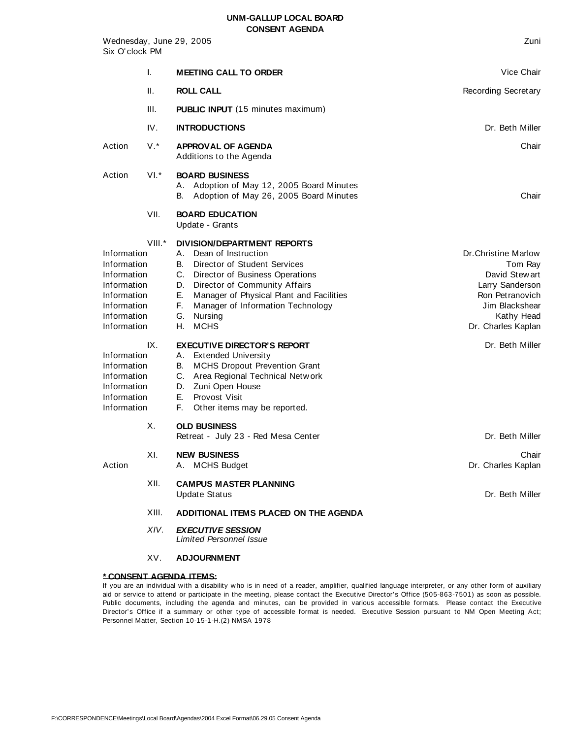# UNM-GALLUP LOCAL BOARD
## CONSENT AGENDA

Wednesday, June 29, 2005 — Zuni
Six O'clock PM

| | | | |
|---|---|---|---|
| | I. | **MEETING CALL TO ORDER** | Vice Chair |
| | II. | **ROLL CALL** | Recording Secretary |
| | III. | **PUBLIC INPUT** (15 minutes maximum) | |
| | IV. | **INTRODUCTIONS** | Dr. Beth Miller |
| Action | V.* | **APPROVAL OF AGENDA**<br>Additions to the Agenda | Chair |
| Action | VI.* | **BOARD BUSINESS**<br>A. Adoption of May 12, 2005 Board Minutes<br>B. Adoption of May 26, 2005 Board Minutes | Chair |
| | VII. | **BOARD EDUCATION**<br>Update - Grants | |
| | VIII.* | **DIVISION/DEPARTMENT REPORTS** | |
| Information | | A. Dean of Instruction | Dr.Christine Marlow |
| Information | | B. Director of Student Services | Tom Ray |
| Information | | C. Director of Business Operations | David Stewart |
| Information | | D. Director of Community Affairs | Larry Sanderson |
| Information | | E. Manager of Physical Plant and Facilities | Ron Petranovich |
| Information | | F. Manager of Information Technology | Jim Blackshear |
| Information | | G. Nursing | Kathy Head |
| Information | | H. MCHS | Dr. Charles Kaplan |
| | IX. | **EXECUTIVE DIRECTOR'S REPORT** | Dr. Beth Miller |
| Information | | A. Extended University | |
| Information | | B. MCHS Dropout Prevention Grant | |
| Information | | C. Area Regional Technical Network | |
| Information | | D. Zuni Open House | |
| Information | | E. Provost Visit | |
| Information | | F. Other items may be reported. | |
| | X. | **OLD BUSINESS**<br>Retreat - July 23 - Red Mesa Center | Dr. Beth Miller |
| | XI. | **NEW BUSINESS** | Chair |
| Action | | A. MCHS Budget | Dr. Charles Kaplan |
| | XII. | **CAMPUS MASTER PLANNING**<br>Update Status | Dr. Beth Miller |
| | XIII. | **ADDITIONAL ITEMS PLACED ON THE AGENDA** | |
| | *XIV.* | ***EXECUTIVE SESSION***<br>*Limited Personnel Issue* | |
| | XV. | **ADJOURNMENT** | |

**<u>* CONSENT AGENDA ITEMS:</u>**

If you are an individual with a disability who is in need of a reader, amplifier, qualified language interpreter, or any other form of auxiliary aid or service to attend or participate in the meeting, please contact the Executive Director's Office (505-863-7501) as soon as possible. Public documents, including the agenda and minutes, can be provided in various accessible formats. Please contact the Executive Director's Office if a summary or other type of accessible format is needed. Executive Session pursuant to NM Open Meeting Act; Personnel Matter, Section 10-15-1-H.(2) NMSA 1978

F:\CORRESPONDENCE\Meetings\Local Board\Agendas\2004 Excel Format\06.29.05 Consent Agenda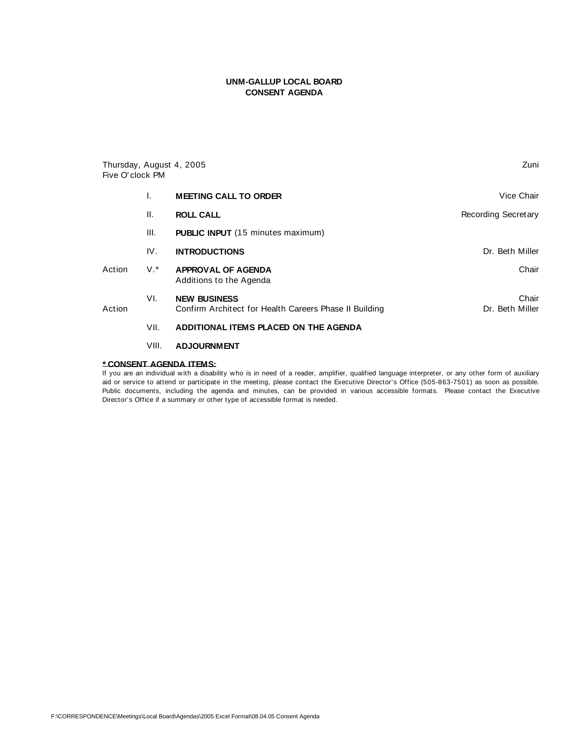# UNM-GALLUP LOCAL BOARD
## CONSENT AGENDA

Thursday, August 4, 2005 — Zuni
Five O'clock PM

| | | | |
|---|---|---|---|
| | I. | **MEETING CALL TO ORDER** | Vice Chair |
| | II. | **ROLL CALL** | Recording Secretary |
| | III. | **PUBLIC INPUT** (15 minutes maximum) | |
| | IV. | **INTRODUCTIONS** | Dr. Beth Miller |
| Action | V.* | **APPROVAL OF AGENDA**<br>Additions to the Agenda | Chair |
| Action | VI. | **NEW BUSINESS**<br>Confirm Architect for Health Careers Phase II Building | Chair<br>Dr. Beth Miller |
| | VII. | **ADDITIONAL ITEMS PLACED ON THE AGENDA** | |
| | VIII. | **ADJOURNMENT** | |

**\* CONSENT AGENDA ITEMS:**

If you are an individual with a disability who is in need of a reader, amplifier, qualified language interpreter, or any other form of auxiliary aid or service to attend or participate in the meeting, please contact the Executive Director's Office (505-863-7501) as soon as possible. Public documents, including the agenda and minutes, can be provided in various accessible formats. Please contact the Executive Director's Office if a summary or other type of accessible format is needed.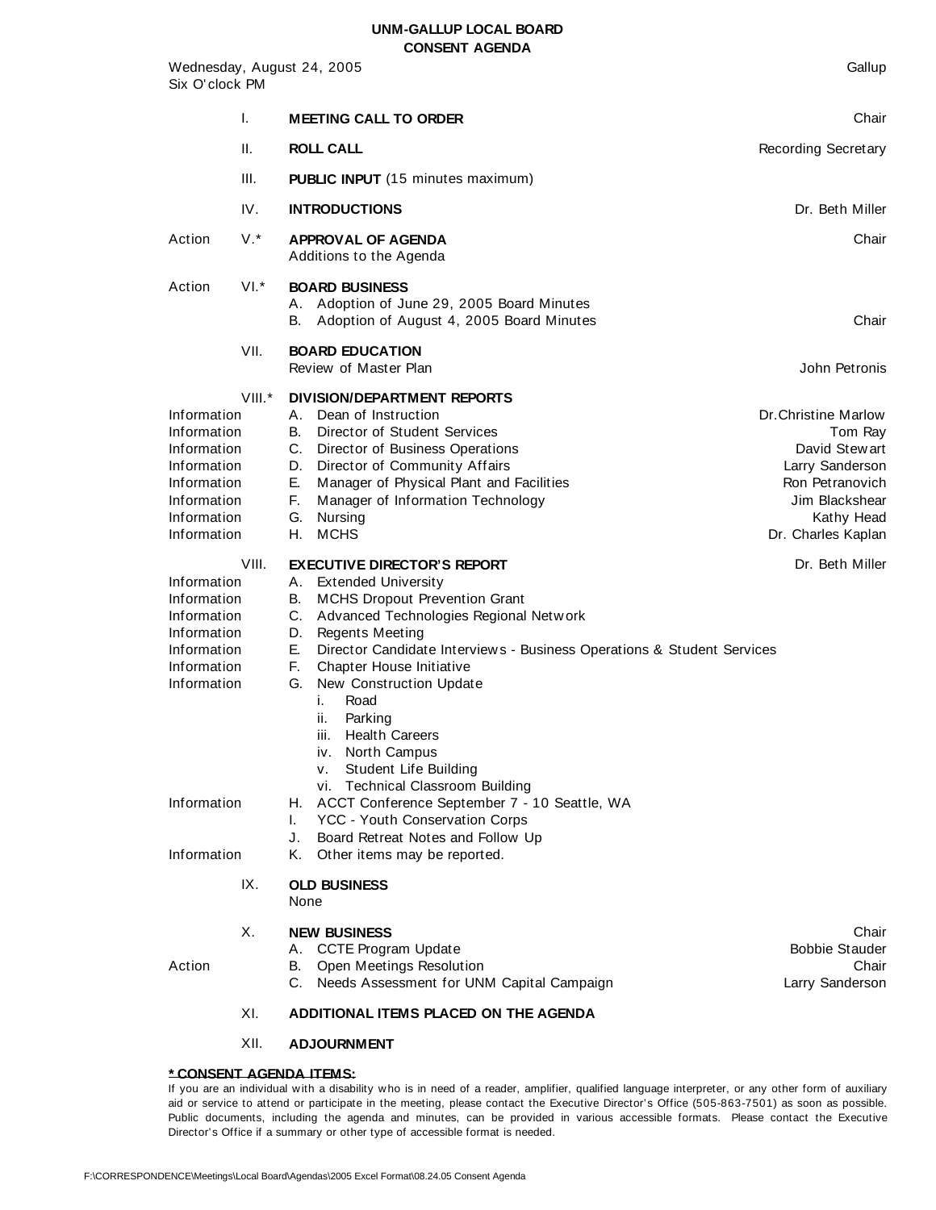# UNM-GALLUP LOCAL BOARD
## CONSENT AGENDA

Wednesday, August 24, 2005 — Gallup
Six O'clock PM

| | | | |
|---|---|---|---|
| | I. | **MEETING CALL TO ORDER** | Chair |
| | II. | **ROLL CALL** | Recording Secretary |
| | III. | **PUBLIC INPUT** (15 minutes maximum) | |
| | IV. | **INTRODUCTIONS** | Dr. Beth Miller |
| Action | V.* | **APPROVAL OF AGENDA** | Chair |
| | | Additions to the Agenda | |
| Action | VI.* | **BOARD BUSINESS** | |
| | | A. Adoption of June 29, 2005 Board Minutes | |
| | | B. Adoption of August 4, 2005 Board Minutes | Chair |
| | VII. | **BOARD EDUCATION** | |
| | | Review of Master Plan | John Petronis |
| | VIII.* | **DIVISION/DEPARTMENT REPORTS** | |
| Information | | A. Dean of Instruction | Dr.Christine Marlow |
| Information | | B. Director of Student Services | Tom Ray |
| Information | | C. Director of Business Operations | David Stewart |
| Information | | D. Director of Community Affairs | Larry Sanderson |
| Information | | E. Manager of Physical Plant and Facilities | Ron Petranovich |
| Information | | F. Manager of Information Technology | Jim Blackshear |
| Information | | G. Nursing | Kathy Head |
| Information | | H. MCHS | Dr. Charles Kaplan |
| | VIII. | **EXECUTIVE DIRECTOR'S REPORT** | Dr. Beth Miller |
| Information | | A. Extended University | |
| Information | | B. MCHS Dropout Prevention Grant | |
| Information | | C. Advanced Technologies Regional Network | |
| Information | | D. Regents Meeting | |
| Information | | E. Director Candidate Interviews - Business Operations & Student Services | |
| Information | | F. Chapter House Initiative | |
| Information | | G. New Construction Update | |
| | | i. Road | |
| | | ii. Parking | |
| | | iii. Health Careers | |
| | | iv. North Campus | |
| | | v. Student Life Building | |
| | | vi. Technical Classroom Building | |
| Information | | H. ACCT Conference September 7 - 10 Seattle, WA | |
| | | I. YCC - Youth Conservation Corps | |
| | | J. Board Retreat Notes and Follow Up | |
| Information | | K. Other items may be reported. | |
| | IX. | **OLD BUSINESS** | |
| | | None | |
| | X. | **NEW BUSINESS** | Chair |
| | | A. CCTE Program Update | Bobbie Stauder |
| Action | | B. Open Meetings Resolution | Chair |
| | | C. Needs Assessment for UNM Capital Campaign | Larry Sanderson |
| | XI. | **ADDITIONAL ITEMS PLACED ON THE AGENDA** | |
| | XII. | **ADJOURNMENT** | |

**\* CONSENT AGENDA ITEMS:**

If you are an individual with a disability who is in need of a reader, amplifier, qualified language interpreter, or any other form of auxiliary aid or service to attend or participate in the meeting, please contact the Executive Director's Office (505-863-7501) as soon as possible. Public documents, including the agenda and minutes, can be provided in various accessible formats. Please contact the Executive Director's Office if a summary or other type of accessible format is needed.

F:\CORRESPONDENCE\Meetings\Local Board\Agendas\2005 Excel Format\08.24.05 Consent Agenda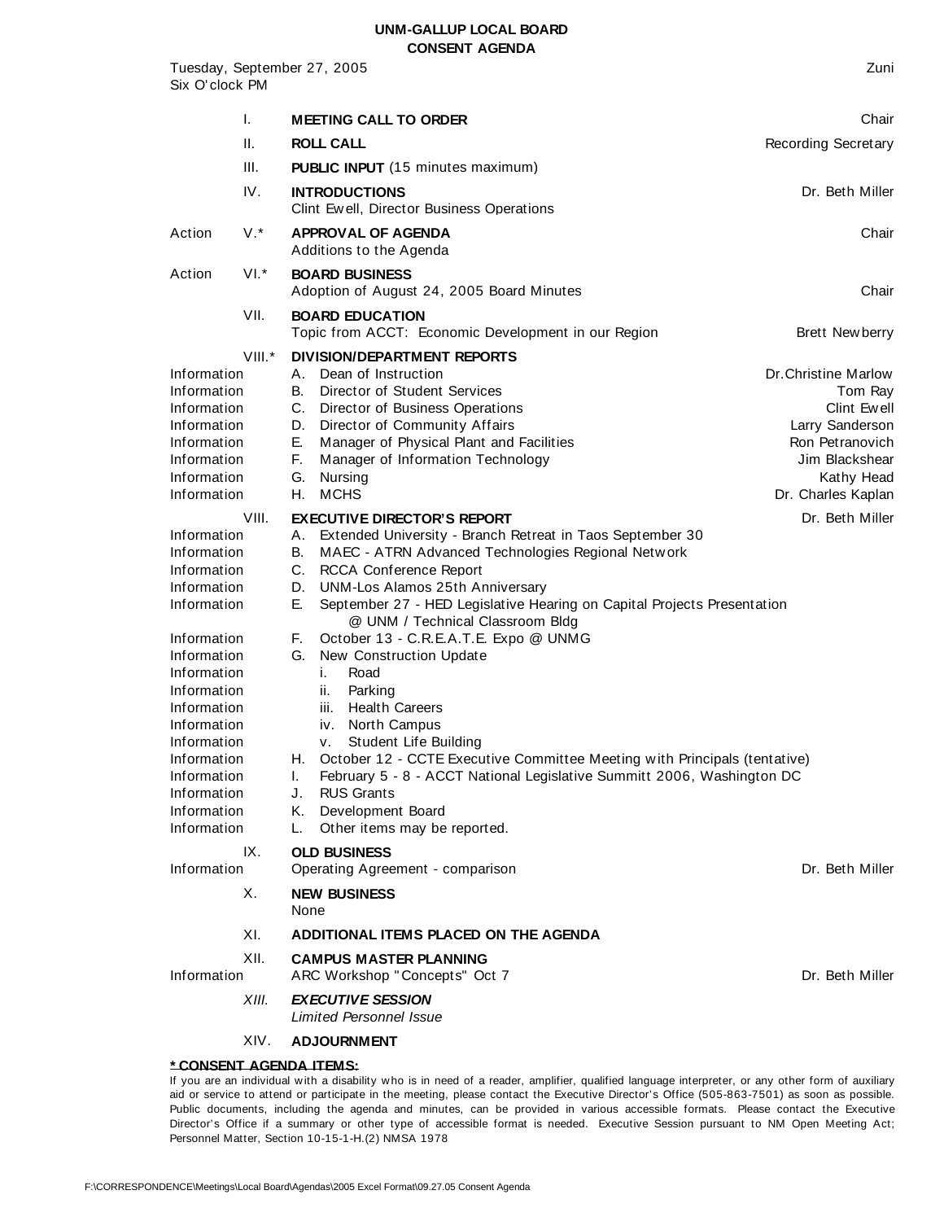# UNM-GALLUP LOCAL BOARD
## CONSENT AGENDA

Tuesday, September 27, 2005 — Zuni
Six O'clock PM

| | | | |
|---|---|---|---|
| | I. | **MEETING CALL TO ORDER** | Chair |
| | II. | **ROLL CALL** | Recording Secretary |
| | III. | **PUBLIC INPUT** (15 minutes maximum) | |
| | IV. | **INTRODUCTIONS**<br>Clint Ewell, Director Business Operations | Dr. Beth Miller |
| Action | V.* | **APPROVAL OF AGENDA**<br>Additions to the Agenda | Chair |
| Action | VI.* | **BOARD BUSINESS**<br>Adoption of August 24, 2005 Board Minutes | Chair |
| | VII. | **BOARD EDUCATION**<br>Topic from ACCT: Economic Development in our Region | Brett Newberry |
| | VIII.* | **DIVISION/DEPARTMENT REPORTS** | |
| Information | | A. Dean of Instruction | Dr.Christine Marlow |
| Information | | B. Director of Student Services | Tom Ray |
| Information | | C. Director of Business Operations | Clint Ewell |
| Information | | D. Director of Community Affairs | Larry Sanderson |
| Information | | E. Manager of Physical Plant and Facilities | Ron Petranovich |
| Information | | F. Manager of Information Technology | Jim Blackshear |
| Information | | G. Nursing | Kathy Head |
| Information | | H. MCHS | Dr. Charles Kaplan |
| | VIII. | **EXECUTIVE DIRECTOR'S REPORT** | Dr. Beth Miller |
| Information | | A. Extended University - Branch Retreat in Taos September 30 | |
| Information | | B. MAEC - ATRN Advanced Technologies Regional Network | |
| Information | | C. RCCA Conference Report | |
| Information | | D. UNM-Los Alamos 25th Anniversary | |
| Information | | E. September 27 - HED Legislative Hearing on Capital Projects Presentation @ UNM / Technical Classroom Bldg | |
| Information | | F. October 13 - C.R.E.A.T.E. Expo @ UNMG | |
| Information | | G. New Construction Update | |
| Information | | i. Road | |
| Information | | ii. Parking | |
| Information | | iii. Health Careers | |
| Information | | iv. North Campus | |
| Information | | v. Student Life Building | |
| Information | | H. October 12 - CCTE Executive Committee Meeting with Principals (tentative) | |
| Information | | I. February 5 - 8 - ACCT National Legislative Summitt 2006, Washington DC | |
| Information | | J. RUS Grants | |
| Information | | K. Development Board | |
| Information | | L. Other items may be reported. | |
| | IX. | **OLD BUSINESS** | |
| Information | | Operating Agreement - comparison | Dr. Beth Miller |
| | X. | **NEW BUSINESS**<br>None | |
| | XI. | **ADDITIONAL ITEMS PLACED ON THE AGENDA** | |
| | XII. | **CAMPUS MASTER PLANNING** | |
| Information | | ARC Workshop "Concepts" Oct 7 | Dr. Beth Miller |
| | *XIII.* | ***EXECUTIVE SESSION***<br>*Limited Personnel Issue* | |
| | XIV. | **ADJOURNMENT** | |

**\* CONSENT AGENDA ITEMS:**

If you are an individual with a disability who is in need of a reader, amplifier, qualified language interpreter, or any other form of auxiliary aid or service to attend or participate in the meeting, please contact the Executive Director's Office (505-863-7501) as soon as possible. Public documents, including the agenda and minutes, can be provided in various accessible formats. Please contact the Executive Director's Office if a summary or other type of accessible format is needed. Executive Session pursuant to NM Open Meeting Act; Personnel Matter, Section 10-15-1-H.(2) NMSA 1978

F:\CORRESPONDENCE\Meetings\Local Board\Agendas\2005 Excel Format\09.27.05 Consent Agenda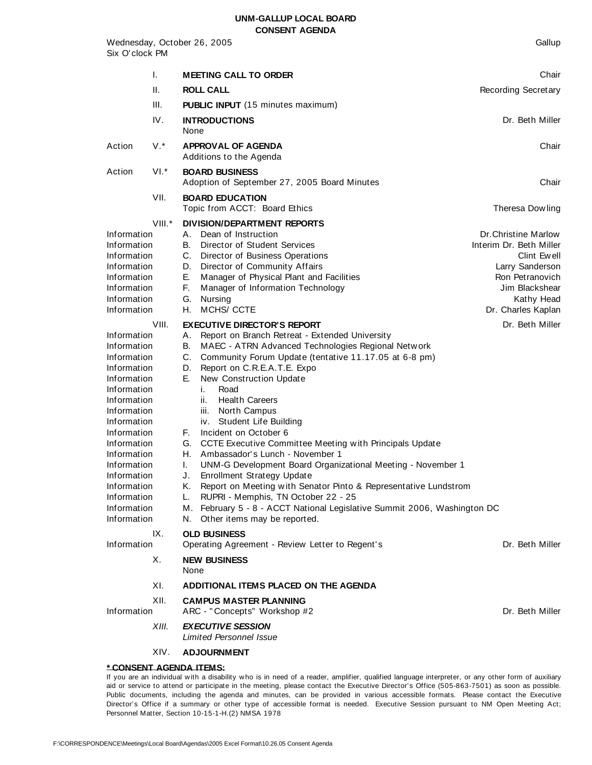# UNM-GALLUP LOCAL BOARD
## CONSENT AGENDA

Wednesday, October 26, 2005 — Gallup
Six O'clock PM

| | | | |
|---|---|---|---|
| | I. | **MEETING CALL TO ORDER** | Chair |
| | II. | **ROLL CALL** | Recording Secretary |
| | III. | **PUBLIC INPUT** (15 minutes maximum) | |
| | IV. | **INTRODUCTIONS**<br>None | Dr. Beth Miller |
| Action | V.* | **APPROVAL OF AGENDA**<br>Additions to the Agenda | Chair |
| Action | VI.* | **BOARD BUSINESS**<br>Adoption of September 27, 2005 Board Minutes | Chair |
| | VII. | **BOARD EDUCATION**<br>Topic from ACCT: Board Ethics | Theresa Dowling |
| | VIII.* | **DIVISION/DEPARTMENT REPORTS** | |
| Information | | A. Dean of Instruction | Dr. Christine Marlow |
| Information | | B. Director of Student Services | Interim Dr. Beth Miller |
| Information | | C. Director of Business Operations | Clint Ewell |
| Information | | D. Director of Community Affairs | Larry Sanderson |
| Information | | E. Manager of Physical Plant and Facilities | Ron Petranovich |
| Information | | F. Manager of Information Technology | Jim Blackshear |
| Information | | G. Nursing | Kathy Head |
| Information | | H. MCHS/ CCTE | Dr. Charles Kaplan |
| | VIII. | **EXECUTIVE DIRECTOR'S REPORT** | Dr. Beth Miller |
| Information | | A. Report on Branch Retreat - Extended University | |
| Information | | B. MAEC - ATRN Advanced Technologies Regional Network | |
| Information | | C. Community Forum Update (tentative 11.17.05 at 6-8 pm) | |
| Information | | D. Report on C.R.E.A.T.E. Expo | |
| Information | | E. New Construction Update | |
| Information | | i. Road | |
| Information | | ii. Health Careers | |
| Information | | iii. North Campus | |
| Information | | iv. Student Life Building | |
| Information | | F. Incident on October 6 | |
| Information | | G. CCTE Executive Committee Meeting with Principals Update | |
| Information | | H. Ambassador's Lunch - November 1 | |
| Information | | I. UNM-G Development Board Organizational Meeting - November 1 | |
| Information | | J. Enrollment Strategy Update | |
| Information | | K. Report on Meeting with Senator Pinto & Representative Lundstrom | |
| Information | | L. RUPRI - Memphis, TN October 22 - 25 | |
| Information | | M. February 5 - 8 - ACCT National Legislative Summit 2006, Washington DC | |
| Information | | N. Other items may be reported. | |
| | IX. | **OLD BUSINESS** | |
| Information | | Operating Agreement - Review Letter to Regent's | Dr. Beth Miller |
| | X. | **NEW BUSINESS**<br>None | |
| | XI. | **ADDITIONAL ITEMS PLACED ON THE AGENDA** | |
| | XII. | **CAMPUS MASTER PLANNING** | |
| Information | | ARC - "Concepts" Workshop #2 | Dr. Beth Miller |
| | *XIII.* | ***EXECUTIVE SESSION***<br>*Limited Personnel Issue* | |
| | XIV. | **ADJOURNMENT** | |

**\* CONSENT AGENDA ITEMS:**

If you are an individual with a disability who is in need of a reader, amplifier, qualified language interpreter, or any other form of auxiliary aid or service to attend or participate in the meeting, please contact the Executive Director's Office (505-863-7501) as soon as possible. Public documents, including the agenda and minutes, can be provided in various accessible formats. Please contact the Executive Director's Office if a summary or other type of accessible format is needed. Executive Session pursuant to NM Open Meeting Act; Personnel Matter, Section 10-15-1-H.(2) NMSA 1978

F:\CORRESPONDENCE\Meetings\Local Board\Agendas\2005 Excel Format\10.26.05 Consent Agenda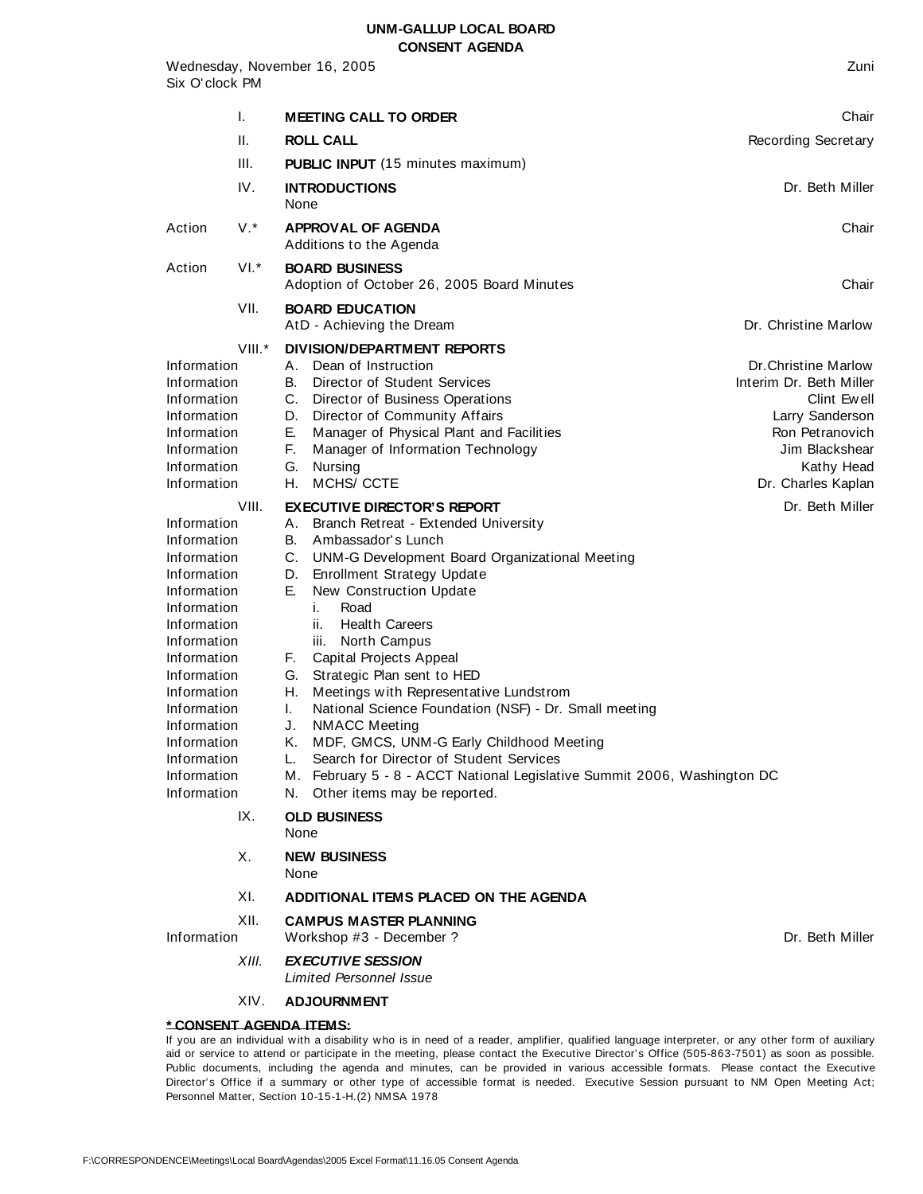# UNM-GALLUP LOCAL BOARD
## CONSENT AGENDA

Wednesday, November 16, 2005 — Zuni
Six O'clock PM

| | | | |
|---|---|---|---|
| | I. | **MEETING CALL TO ORDER** | Chair |
| | II. | **ROLL CALL** | Recording Secretary |
| | III. | **PUBLIC INPUT** (15 minutes maximum) | |
| | IV. | **INTRODUCTIONS**<br>None | Dr. Beth Miller |
| Action | V.* | **APPROVAL OF AGENDA**<br>Additions to the Agenda | Chair |
| Action | VI.* | **BOARD BUSINESS**<br>Adoption of October 26, 2005 Board Minutes | Chair |
| | VII. | **BOARD EDUCATION**<br>AtD - Achieving the Dream | Dr. Christine Marlow |
| | VIII.* | **DIVISION/DEPARTMENT REPORTS** | |
| Information | | A. Dean of Instruction | Dr.Christine Marlow |
| Information | | B. Director of Student Services | Interim Dr. Beth Miller |
| Information | | C. Director of Business Operations | Clint Ewell |
| Information | | D. Director of Community Affairs | Larry Sanderson |
| Information | | E. Manager of Physical Plant and Facilities | Ron Petranovich |
| Information | | F. Manager of Information Technology | Jim Blackshear |
| Information | | G. Nursing | Kathy Head |
| Information | | H. MCHS/ CCTE | Dr. Charles Kaplan |
| | VIII. | **EXECUTIVE DIRECTOR'S REPORT** | Dr. Beth Miller |
| Information | | A. Branch Retreat - Extended University | |
| Information | | B. Ambassador's Lunch | |
| Information | | C. UNM-G Development Board Organizational Meeting | |
| Information | | D. Enrollment Strategy Update | |
| Information | | E. New Construction Update | |
| Information | | i. Road | |
| Information | | ii. Health Careers | |
| Information | | iii. North Campus | |
| Information | | F. Capital Projects Appeal | |
| Information | | G. Strategic Plan sent to HED | |
| Information | | H. Meetings with Representative Lundstrom | |
| Information | | I. National Science Foundation (NSF) - Dr. Small meeting | |
| Information | | J. NMACC Meeting | |
| Information | | K. MDF, GMCS, UNM-G Early Childhood Meeting | |
| Information | | L. Search for Director of Student Services | |
| Information | | M. February 5 - 8 - ACCT National Legislative Summit 2006, Washington DC | |
| Information | | N. Other items may be reported. | |
| | IX. | **OLD BUSINESS**<br>None | |
| | X. | **NEW BUSINESS**<br>None | |
| | XI. | **ADDITIONAL ITEMS PLACED ON THE AGENDA** | |
| Information | XII. | **CAMPUS MASTER PLANNING**<br>Workshop #3 - December ? | Dr. Beth Miller |
| | *XIII.* | ***EXECUTIVE SESSION***<br>*Limited Personnel Issue* | |
| | XIV. | **ADJOURNMENT** | |

**\* CONSENT AGENDA ITEMS:**

If you are an individual with a disability who is in need of a reader, amplifier, qualified language interpreter, or any other form of auxiliary aid or service to attend or participate in the meeting, please contact the Executive Director's Office (505-863-7501) as soon as possible. Public documents, including the agenda and minutes, can be provided in various accessible formats. Please contact the Executive Director's Office if a summary or other type of accessible format is needed. Executive Session pursuant to NM Open Meeting Act; Personnel Matter, Section 10-15-1-H.(2) NMSA 1978

F:\CORRESPONDENCE\Meetings\Local Board\Agendas\2005 Excel Format\11.16.05 Consent Agenda